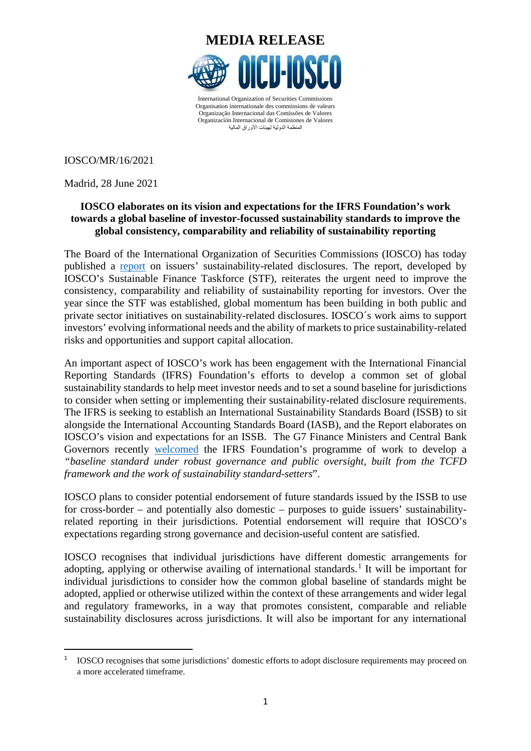# MEDIA RELEASE

International Organization of Securities Commissions
Organisation internationale des commissions de valeurs
Organização Internacional das Comissões de Valores
Organización Internacional de Comisiones de Valores
المنظمة الدولية لهيئات الأوراق المالية

IOSCO/MR/16/2021

Madrid, 28 June 2021

**IOSCO elaborates on its vision and expectations for the IFRS Foundation's work towards a global baseline of investor-focussed sustainability standards to improve the global consistency, comparability and reliability of sustainability reporting**

The Board of the International Organization of Securities Commissions (IOSCO) has today published a report on issuers' sustainability-related disclosures. The report, developed by IOSCO's Sustainable Finance Taskforce (STF), reiterates the urgent need to improve the consistency, comparability and reliability of sustainability reporting for investors. Over the year since the STF was established, global momentum has been building in both public and private sector initiatives on sustainability-related disclosures. IOSCO´s work aims to support investors' evolving informational needs and the ability of markets to price sustainability-related risks and opportunities and support capital allocation.

An important aspect of IOSCO's work has been engagement with the International Financial Reporting Standards (IFRS) Foundation's efforts to develop a common set of global sustainability standards to help meet investor needs and to set a sound baseline for jurisdictions to consider when setting or implementing their sustainability-related disclosure requirements. The IFRS is seeking to establish an International Sustainability Standards Board (ISSB) to sit alongside the International Accounting Standards Board (IASB), and the Report elaborates on IOSCO's vision and expectations for an ISSB. The G7 Finance Ministers and Central Bank Governors recently welcomed the IFRS Foundation's programme of work to develop a *"baseline standard under robust governance and public oversight, built from the TCFD framework and the work of sustainability standard-setters*".

IOSCO plans to consider potential endorsement of future standards issued by the ISSB to use for cross-border – and potentially also domestic – purposes to guide issuers' sustainability-related reporting in their jurisdictions. Potential endorsement will require that IOSCO's expectations regarding strong governance and decision-useful content are satisfied.

IOSCO recognises that individual jurisdictions have different domestic arrangements for adopting, applying or otherwise availing of international standards.[1] It will be important for individual jurisdictions to consider how the common global baseline of standards might be adopted, applied or otherwise utilized within the context of these arrangements and wider legal and regulatory frameworks, in a way that promotes consistent, comparable and reliable sustainability disclosures across jurisdictions. It will also be important for any international

[1] IOSCO recognises that some jurisdictions' domestic efforts to adopt disclosure requirements may proceed on a more accelerated timeframe.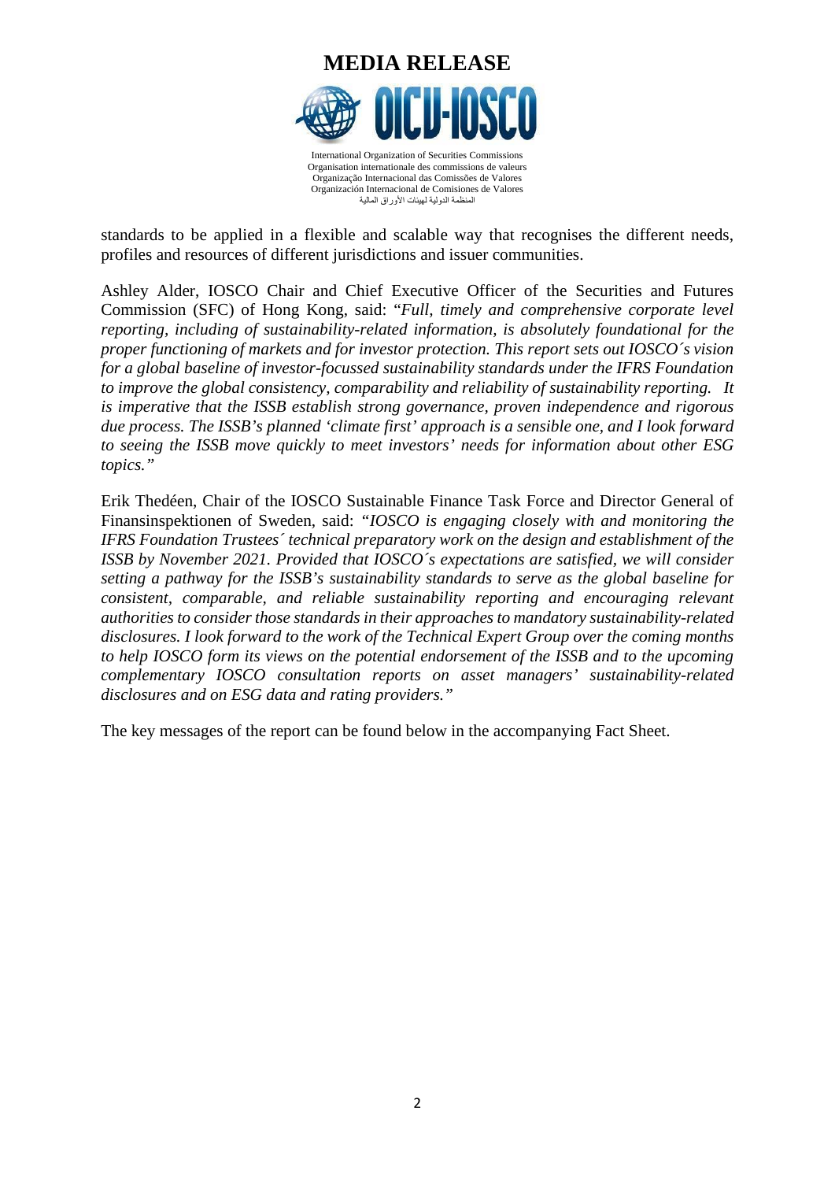standards to be applied in a flexible and scalable way that recognises the different needs, profiles and resources of different jurisdictions and issuer communities.

Ashley Alder, IOSCO Chair and Chief Executive Officer of the Securities and Futures Commission (SFC) of Hong Kong, said: "*Full, timely and comprehensive corporate level reporting, including of sustainability-related information, is absolutely foundational for the proper functioning of markets and for investor protection. This report sets out IOSCO´s vision for a global baseline of investor-focussed sustainability standards under the IFRS Foundation to improve the global consistency, comparability and reliability of sustainability reporting. It is imperative that the ISSB establish strong governance, proven independence and rigorous due process. The ISSB's planned 'climate first' approach is a sensible one, and I look forward to seeing the ISSB move quickly to meet investors' needs for information about other ESG topics.*"

Erik Thedéen, Chair of the IOSCO Sustainable Finance Task Force and Director General of Finansinspektionen of Sweden, said: "*IOSCO is engaging closely with and monitoring the IFRS Foundation Trustees´ technical preparatory work on the design and establishment of the ISSB by November 2021. Provided that IOSCO´s expectations are satisfied, we will consider setting a pathway for the ISSB's sustainability standards to serve as the global baseline for consistent, comparable, and reliable sustainability reporting and encouraging relevant authorities to consider those standards in their approaches to mandatory sustainability-related disclosures. I look forward to the work of the Technical Expert Group over the coming months to help IOSCO form its views on the potential endorsement of the ISSB and to the upcoming complementary IOSCO consultation reports on asset managers' sustainability-related disclosures and on ESG data and rating providers.*"

The key messages of the report can be found below in the accompanying Fact Sheet.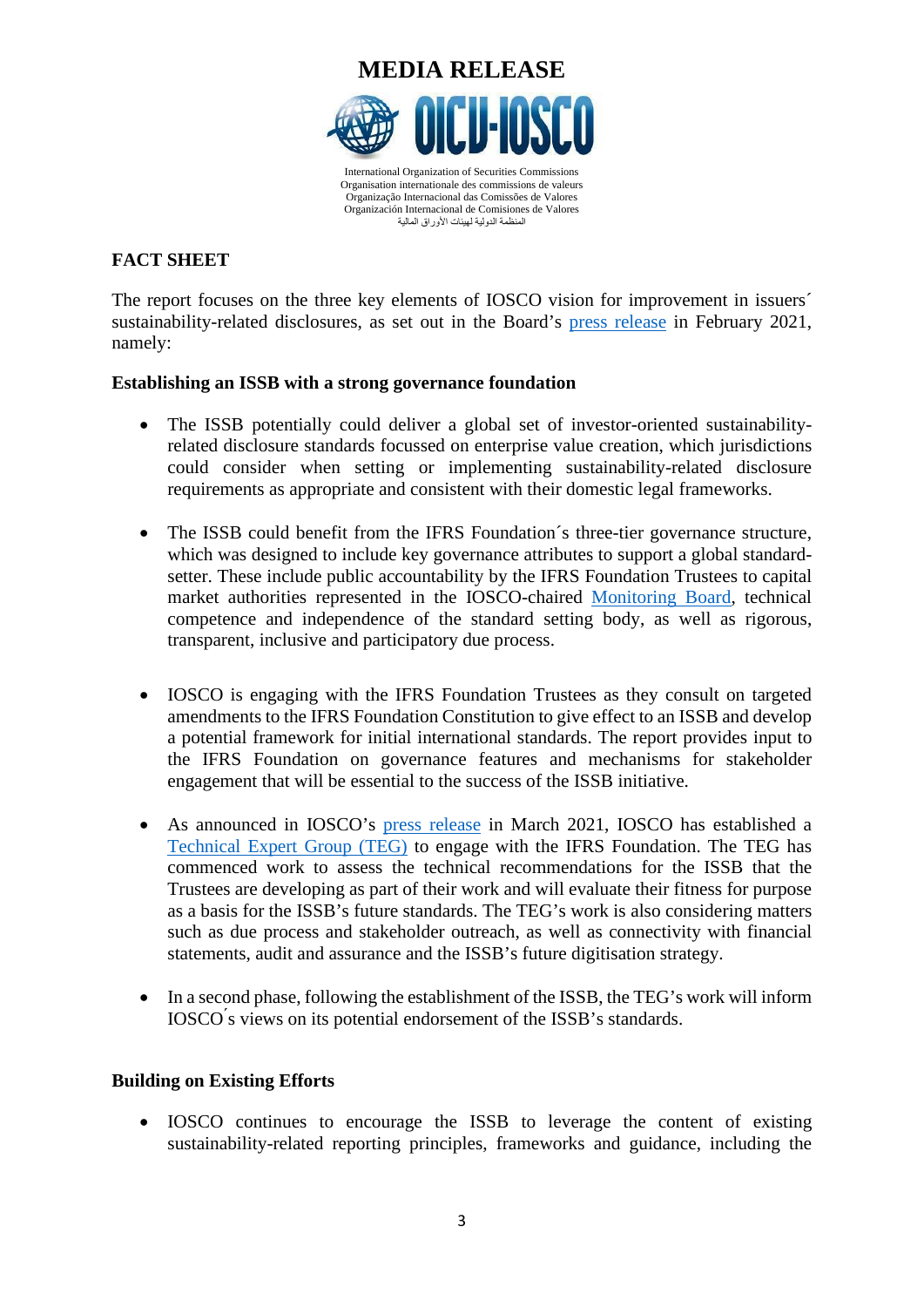# MEDIA RELEASE

International Organization of Securities Commissions
Organisation internationale des commissions de valeurs
Organização Internacional das Comissões de Valores
Organización Internacional de Comisiones de Valores
المنظمة الدولية لهيئات الأوراق المالية

## FACT SHEET

The report focuses on the three key elements of IOSCO vision for improvement in issuers´ sustainability-related disclosures, as set out in the Board's press release in February 2021, namely:

### Establishing an ISSB with a strong governance foundation

- The ISSB potentially could deliver a global set of investor-oriented sustainability-related disclosure standards focussed on enterprise value creation, which jurisdictions could consider when setting or implementing sustainability-related disclosure requirements as appropriate and consistent with their domestic legal frameworks.

- The ISSB could benefit from the IFRS Foundation´s three-tier governance structure, which was designed to include key governance attributes to support a global standard-setter. These include public accountability by the IFRS Foundation Trustees to capital market authorities represented in the IOSCO-chaired Monitoring Board, technical competence and independence of the standard setting body, as well as rigorous, transparent, inclusive and participatory due process.

- IOSCO is engaging with the IFRS Foundation Trustees as they consult on targeted amendments to the IFRS Foundation Constitution to give effect to an ISSB and develop a potential framework for initial international standards. The report provides input to the IFRS Foundation on governance features and mechanisms for stakeholder engagement that will be essential to the success of the ISSB initiative.

- As announced in IOSCO's press release in March 2021, IOSCO has established a Technical Expert Group (TEG) to engage with the IFRS Foundation. The TEG has commenced work to assess the technical recommendations for the ISSB that the Trustees are developing as part of their work and will evaluate their fitness for purpose as a basis for the ISSB's future standards. The TEG's work is also considering matters such as due process and stakeholder outreach, as well as connectivity with financial statements, audit and assurance and the ISSB's future digitisation strategy.

- In a second phase, following the establishment of the ISSB, the TEG's work will inform IOSCO´s views on its potential endorsement of the ISSB's standards.

### Building on Existing Efforts

- IOSCO continues to encourage the ISSB to leverage the content of existing sustainability-related reporting principles, frameworks and guidance, including the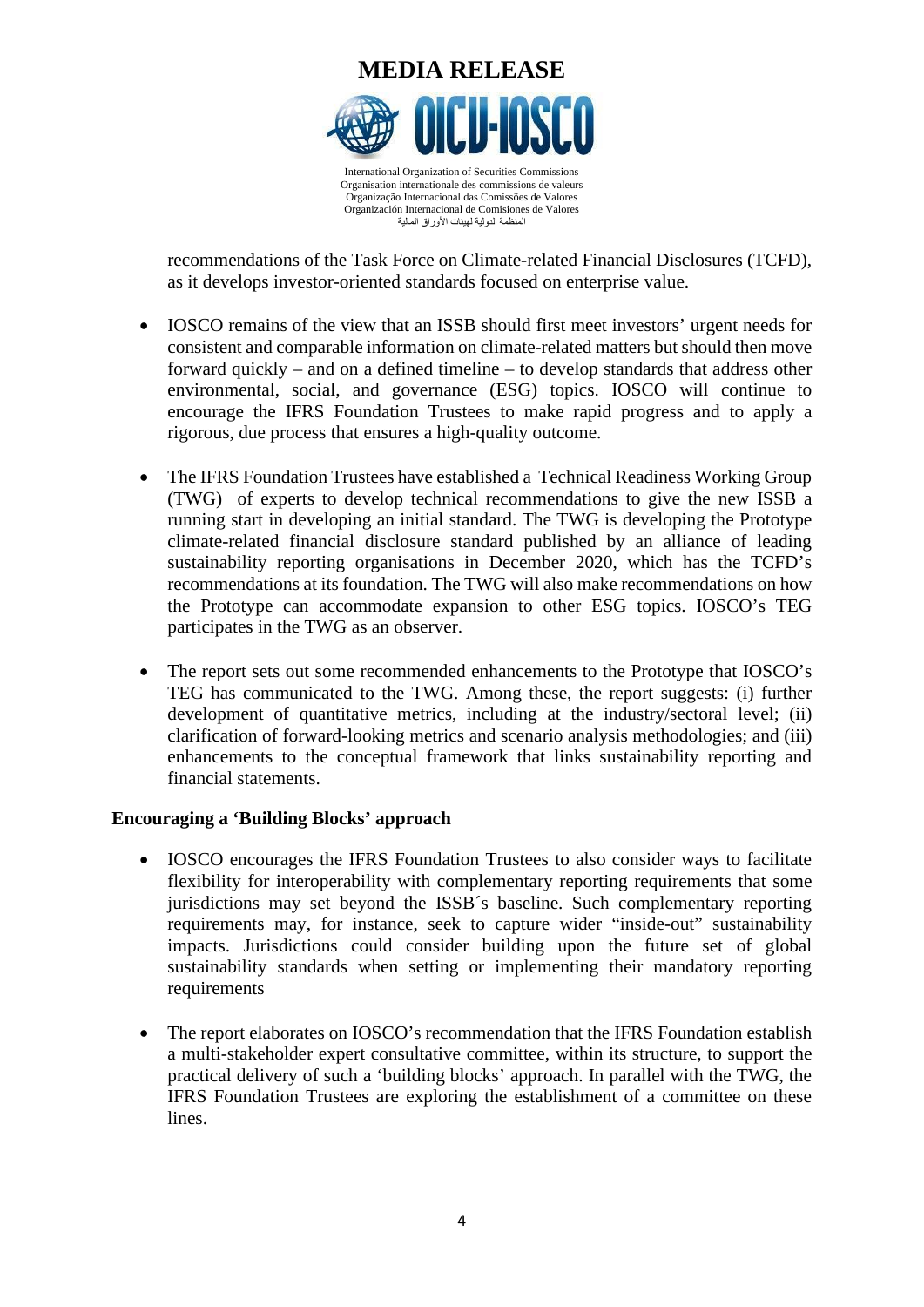recommendations of the Task Force on Climate-related Financial Disclosures (TCFD), as it develops investor-oriented standards focused on enterprise value.

- IOSCO remains of the view that an ISSB should first meet investors' urgent needs for consistent and comparable information on climate-related matters but should then move forward quickly – and on a defined timeline – to develop standards that address other environmental, social, and governance (ESG) topics. IOSCO will continue to encourage the IFRS Foundation Trustees to make rapid progress and to apply a rigorous, due process that ensures a high-quality outcome.

- The IFRS Foundation Trustees have established a Technical Readiness Working Group (TWG) of experts to develop technical recommendations to give the new ISSB a running start in developing an initial standard. The TWG is developing the Prototype climate-related financial disclosure standard published by an alliance of leading sustainability reporting organisations in December 2020, which has the TCFD's recommendations at its foundation. The TWG will also make recommendations on how the Prototype can accommodate expansion to other ESG topics. IOSCO's TEG participates in the TWG as an observer.

- The report sets out some recommended enhancements to the Prototype that IOSCO's TEG has communicated to the TWG. Among these, the report suggests: (i) further development of quantitative metrics, including at the industry/sectoral level; (ii) clarification of forward-looking metrics and scenario analysis methodologies; and (iii) enhancements to the conceptual framework that links sustainability reporting and financial statements.

**Encouraging a 'Building Blocks' approach**

- IOSCO encourages the IFRS Foundation Trustees to also consider ways to facilitate flexibility for interoperability with complementary reporting requirements that some jurisdictions may set beyond the ISSB´s baseline. Such complementary reporting requirements may, for instance, seek to capture wider "inside-out" sustainability impacts. Jurisdictions could consider building upon the future set of global sustainability standards when setting or implementing their mandatory reporting requirements

- The report elaborates on IOSCO's recommendation that the IFRS Foundation establish a multi-stakeholder expert consultative committee, within its structure, to support the practical delivery of such a 'building blocks' approach. In parallel with the TWG, the IFRS Foundation Trustees are exploring the establishment of a committee on these lines.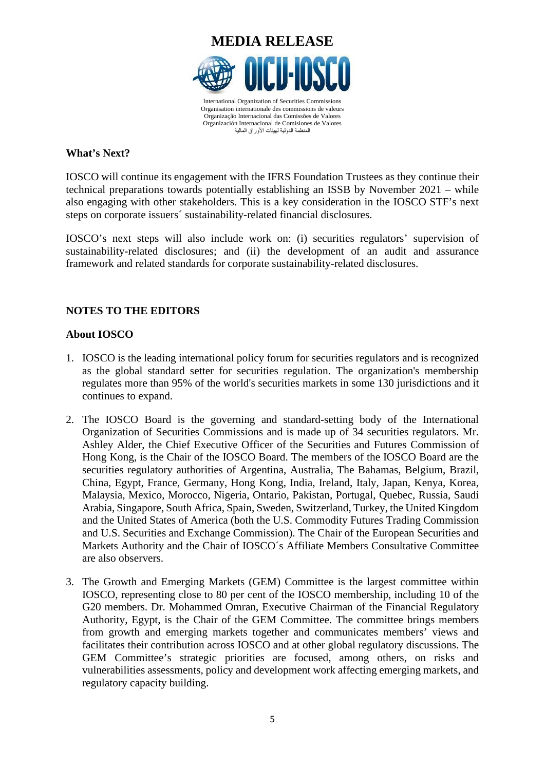# MEDIA RELEASE

International Organization of Securities Commissions
Organisation internationale des commissions de valeurs
Organização Internacional das Comissões de Valores
Organización Internacional de Comisiones de Valores
المنظمة الدولية لهيئات الأوراق المالية

**What's Next?**

IOSCO will continue its engagement with the IFRS Foundation Trustees as they continue their technical preparations towards potentially establishing an ISSB by November 2021 – while also engaging with other stakeholders. This is a key consideration in the IOSCO STF's next steps on corporate issuers´ sustainability-related financial disclosures.

IOSCO's next steps will also include work on: (i) securities regulators' supervision of sustainability-related disclosures; and (ii) the development of an audit and assurance framework and related standards for corporate sustainability-related disclosures.

**NOTES TO THE EDITORS**

**About IOSCO**

1. IOSCO is the leading international policy forum for securities regulators and is recognized as the global standard setter for securities regulation. The organization's membership regulates more than 95% of the world's securities markets in some 130 jurisdictions and it continues to expand.

2. The IOSCO Board is the governing and standard-setting body of the International Organization of Securities Commissions and is made up of 34 securities regulators. Mr. Ashley Alder, the Chief Executive Officer of the Securities and Futures Commission of Hong Kong, is the Chair of the IOSCO Board. The members of the IOSCO Board are the securities regulatory authorities of Argentina, Australia, The Bahamas, Belgium, Brazil, China, Egypt, France, Germany, Hong Kong, India, Ireland, Italy, Japan, Kenya, Korea, Malaysia, Mexico, Morocco, Nigeria, Ontario, Pakistan, Portugal, Quebec, Russia, Saudi Arabia, Singapore, South Africa, Spain, Sweden, Switzerland, Turkey, the United Kingdom and the United States of America (both the U.S. Commodity Futures Trading Commission and U.S. Securities and Exchange Commission). The Chair of the European Securities and Markets Authority and the Chair of IOSCO´s Affiliate Members Consultative Committee are also observers.

3. The Growth and Emerging Markets (GEM) Committee is the largest committee within IOSCO, representing close to 80 per cent of the IOSCO membership, including 10 of the G20 members. Dr. Mohammed Omran, Executive Chairman of the Financial Regulatory Authority, Egypt, is the Chair of the GEM Committee. The committee brings members from growth and emerging markets together and communicates members' views and facilitates their contribution across IOSCO and at other global regulatory discussions. The GEM Committee's strategic priorities are focused, among others, on risks and vulnerabilities assessments, policy and development work affecting emerging markets, and regulatory capacity building.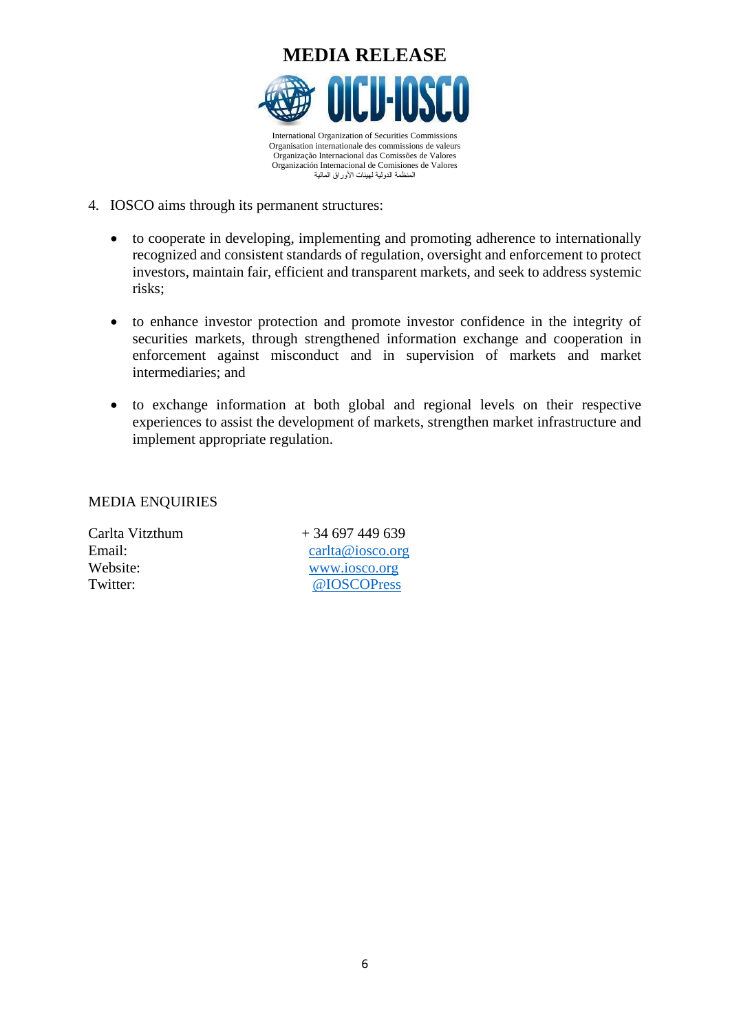4. IOSCO aims through its permanent structures:

   - to cooperate in developing, implementing and promoting adherence to internationally recognized and consistent standards of regulation, oversight and enforcement to protect investors, maintain fair, efficient and transparent markets, and seek to address systemic risks;

   - to enhance investor protection and promote investor confidence in the integrity of securities markets, through strengthened information exchange and cooperation in enforcement against misconduct and in supervision of markets and market intermediaries; and

   - to exchange information at both global and regional levels on their respective experiences to assist the development of markets, strengthen market infrastructure and implement appropriate regulation.

MEDIA ENQUIRIES

| | |
|---|---|
| Carlta Vitzthum | + 34 697 449 639 |
| Email: | carlta@iosco.org |
| Website: | www.iosco.org |
| Twitter: | @IOSCOPress |